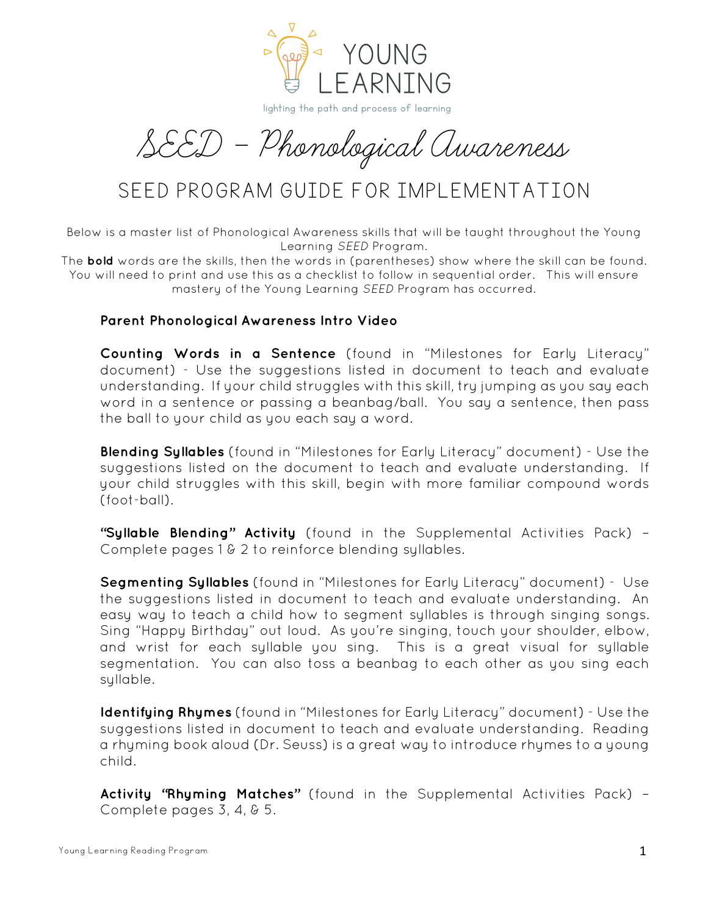YOUNG LEARNING

lighting the path and process of learning

# SEED – Phonological Awareness

## SEED PROGRAM GUIDE FOR IMPLEMENTATION

Below is a master list of Phonological Awareness skills that will be taught throughout the Young Learning *SEED* Program.
The **bold** words are the skills, then the words in (parentheses) show where the skill can be found. You will need to print and use this as a checklist to follow in sequential order. This will ensure mastery of the Young Learning *SEED* Program has occurred.

**Parent Phonological Awareness Intro Video**

**Counting Words in a Sentence** (found in "Milestones for Early Literacy" document) - Use the suggestions listed in document to teach and evaluate understanding. If your child struggles with this skill, try jumping as you say each word in a sentence or passing a beanbag/ball. You say a sentence, then pass the ball to your child as you each say a word.

**Blending Syllables** (found in "Milestones for Early Literacy" document) - Use the suggestions listed on the document to teach and evaluate understanding. If your child struggles with this skill, begin with more familiar compound words (foot-ball).

**"Syllable Blending" Activity** (found in the Supplemental Activities Pack) – Complete pages 1 & 2 to reinforce blending syllables.

**Segmenting Syllables** (found in "Milestones for Early Literacy" document) - Use the suggestions listed in document to teach and evaluate understanding. An easy way to teach a child how to segment syllables is through singing songs. Sing "Happy Birthday" out loud. As you're singing, touch your shoulder, elbow, and wrist for each syllable you sing. This is a great visual for syllable segmentation. You can also toss a beanbag to each other as you sing each syllable.

**Identifying Rhymes** (found in "Milestones for Early Literacy" document) - Use the suggestions listed in document to teach and evaluate understanding. Reading a rhyming book aloud (Dr. Seuss) is a great way to introduce rhymes to a young child.

**Activity "Rhyming Matches"** (found in the Supplemental Activities Pack) – Complete pages 3, 4, & 5.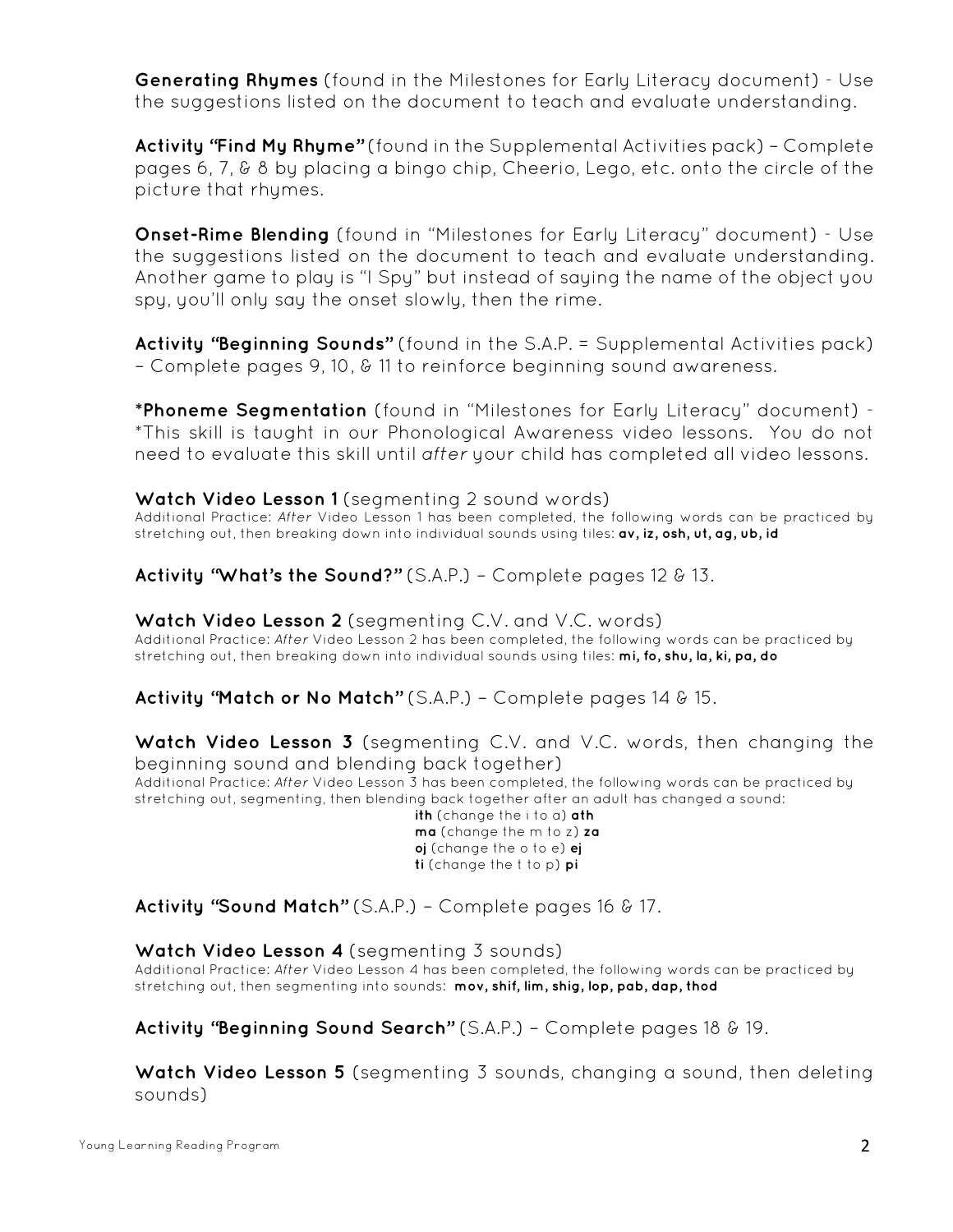**Generating Rhymes** (found in the Milestones for Early Literacy document) - Use the suggestions listed on the document to teach and evaluate understanding.

**Activity "Find My Rhyme"** (found in the Supplemental Activities pack) – Complete pages 6, 7, & 8 by placing a bingo chip, Cheerio, Lego, etc. onto the circle of the picture that rhymes.

**Onset-Rime Blending** (found in "Milestones for Early Literacy" document) - Use the suggestions listed on the document to teach and evaluate understanding. Another game to play is "I Spy" but instead of saying the name of the object you spy, you'll only say the onset slowly, then the rime.

**Activity "Beginning Sounds"** (found in the S.A.P. = Supplemental Activities pack) – Complete pages 9, 10, & 11 to reinforce beginning sound awareness.

***Phoneme Segmentation** (found in "Milestones for Early Literacy" document) - *This skill is taught in our Phonological Awareness video lessons. You do not need to evaluate this skill until *after* your child has completed all video lessons.

**Watch Video Lesson 1** (segmenting 2 sound words)
Additional Practice: *After* Video Lesson 1 has been completed, the following words can be practiced by stretching out, then breaking down into individual sounds using tiles: **av, iz, osh, ut, ag, ub, id**

**Activity "What's the Sound?"** (S.A.P.) – Complete pages 12 & 13.

**Watch Video Lesson 2** (segmenting C.V. and V.C. words)
Additional Practice: *After* Video Lesson 2 has been completed, the following words can be practiced by stretching out, then breaking down into individual sounds using tiles: **mi, fo, shu, la, ki, pa, do**

**Activity "Match or No Match"** (S.A.P.) – Complete pages 14 & 15.

**Watch Video Lesson 3** (segmenting C.V. and V.C. words, then changing the beginning sound and blending back together)
Additional Practice: *After* Video Lesson 3 has been completed, the following words can be practiced by stretching out, segmenting, then blending back together after an adult has changed a sound:

**ith** (change the i to a) **ath**
**ma** (change the m to z) **za**
**oj** (change the o to e) **ej**
**ti** (change the t to p) **pi**

**Activity "Sound Match"** (S.A.P.) – Complete pages 16 & 17.

**Watch Video Lesson 4** (segmenting 3 sounds)
Additional Practice: *After* Video Lesson 4 has been completed, the following words can be practiced by stretching out, then segmenting into sounds: **mov, shif, lim, shig, lop, pab, dap, thod**

**Activity "Beginning Sound Search"** (S.A.P.) – Complete pages 18 & 19.

**Watch Video Lesson 5** (segmenting 3 sounds, changing a sound, then deleting sounds)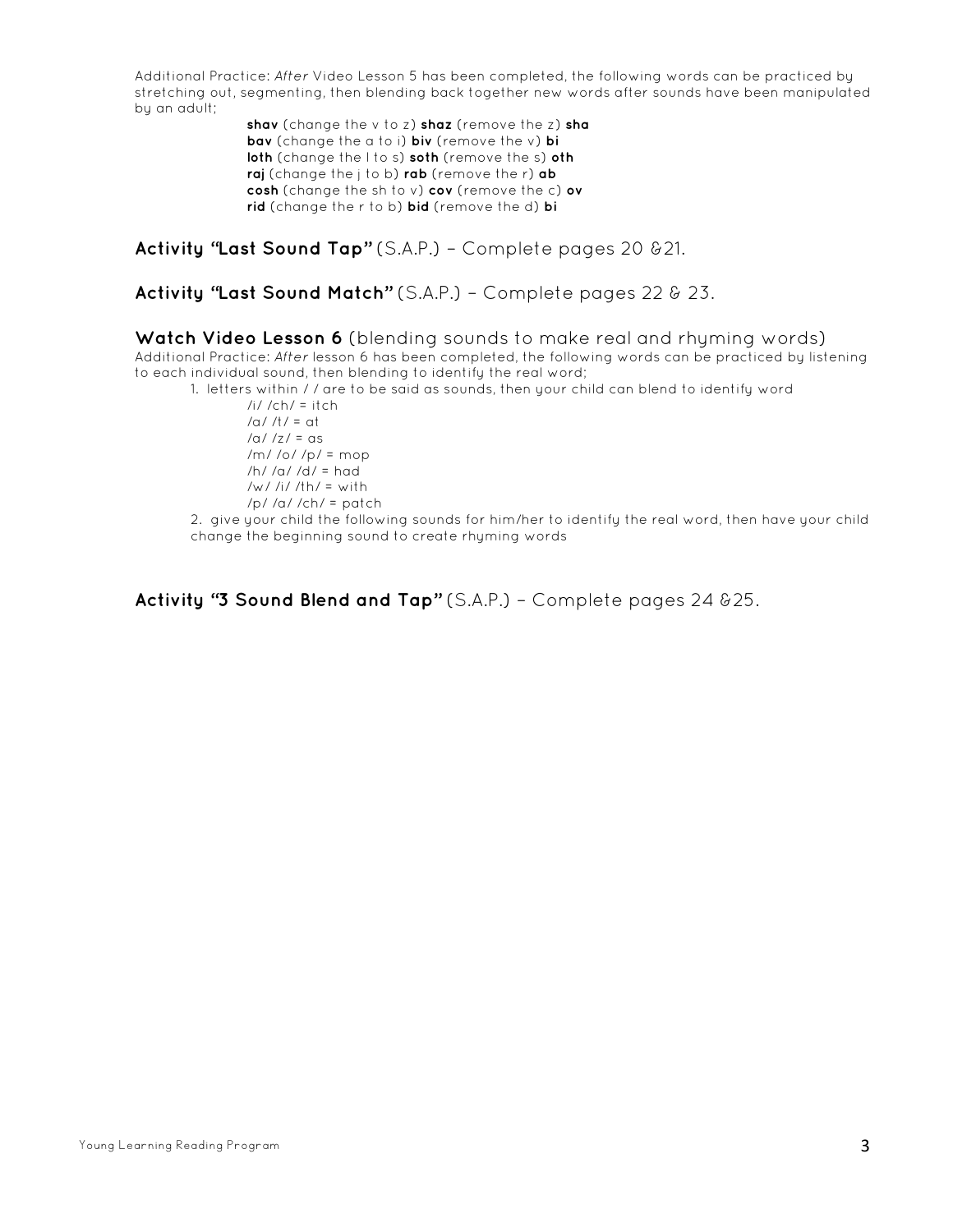Additional Practice: *After* Video Lesson 5 has been completed, the following words can be practiced by stretching out, segmenting, then blending back together new words after sounds have been manipulated by an adult;

**shav** (change the v to z) **shaz** (remove the z) **sha**
**bav** (change the a to i) **biv** (remove the v) **bi**
**loth** (change the l to s) **soth** (remove the s) **oth**
**raj** (change the j to b) **rab** (remove the r) **ab**
**cosh** (change the sh to v) **cov** (remove the c) **ov**
**rid** (change the r to b) **bid** (remove the d) **bi**

**Activity "Last Sound Tap"** (S.A.P.) – Complete pages 20 &21.

**Activity "Last Sound Match"** (S.A.P.) – Complete pages 22 & 23.

**Watch Video Lesson 6** (blending sounds to make real and rhyming words)

Additional Practice: *After* lesson 6 has been completed, the following words can be practiced by listening to each individual sound, then blending to identify the real word;

1. letters within / / are to be said as sounds, then your child can blend to identify word
   /i/ /ch/ = itch
   /a/ /t/ = at
   /a/ /z/ = as
   /m/ /o/ /p/ = mop
   /h/ /a/ /d/ = had
   /w/ /i/ /th/ = with
   /p/ /a/ /ch/ = patch
2. give your child the following sounds for him/her to identify the real word, then have your child change the beginning sound to create rhyming words

**Activity "3 Sound Blend and Tap"** (S.A.P.) – Complete pages 24 &25.